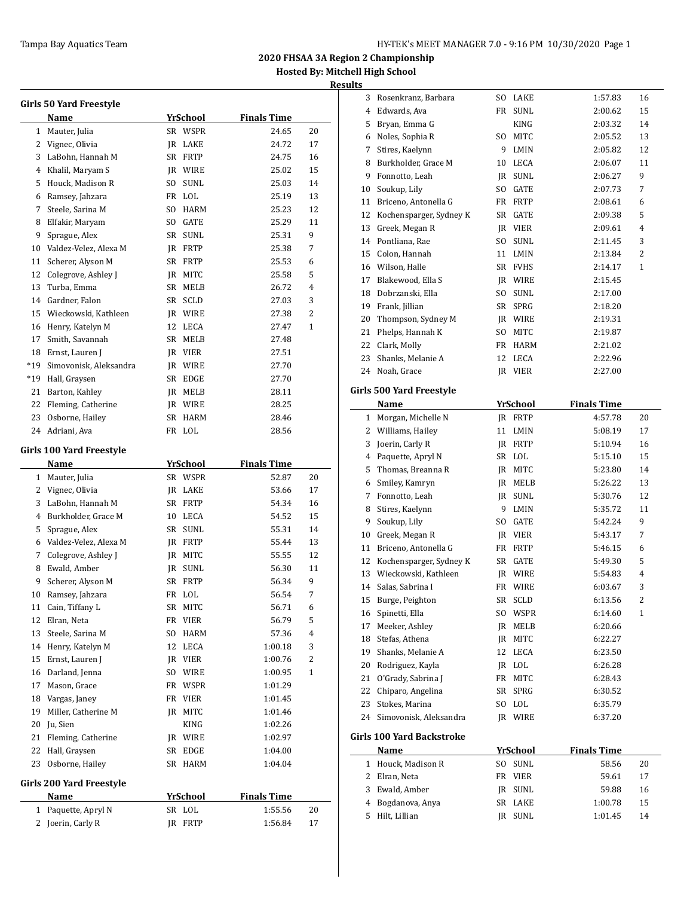## 2020 FHSAA 3A Region 2 Championship

**Hosted By: Mitchell High School**

**Results**

### Girls 50 Yard Freestyle

| | Name | Yr | School | Finals Time | |
|---|---|---|---|---|---|
| 1 | Mauter, Julia | SR | WSPR | 24.65 | 20 |
| 2 | Vignec, Olivia | JR | LAKE | 24.72 | 17 |
| 3 | LaBohn, Hannah M | SR | FRTP | 24.75 | 16 |
| 4 | Khalil, Maryam S | JR | WIRE | 25.02 | 15 |
| 5 | Houck, Madison R | SO | SUNL | 25.03 | 14 |
| 6 | Ramsey, Jahzara | FR | LOL | 25.19 | 13 |
| 7 | Steele, Sarina M | SO | HARM | 25.23 | 12 |
| 8 | Elfakir, Maryam | SO | GATE | 25.29 | 11 |
| 9 | Sprague, Alex | SR | SUNL | 25.31 | 9 |
| 10 | Valdez-Velez, Alexa M | JR | FRTP | 25.38 | 7 |
| 11 | Scherer, Alyson M | SR | FRTP | 25.53 | 6 |
| 12 | Colegrove, Ashley J | JR | MITC | 25.58 | 5 |
| 13 | Turba, Emma | SR | MELB | 26.72 | 4 |
| 14 | Gardner, Falon | SR | SCLD | 27.03 | 3 |
| 15 | Wieckowski, Kathleen | JR | WIRE | 27.38 | 2 |
| 16 | Henry, Katelyn M | 12 | LECA | 27.47 | 1 |
| 17 | Smith, Savannah | SR | MELB | 27.48 | |
| 18 | Ernst, Lauren J | JR | VIER | 27.51 | |
| *19 | Simovonisk, Aleksandra | JR | WIRE | 27.70 | |
| *19 | Hall, Graysen | SR | EDGE | 27.70 | |
| 21 | Barton, Kahley | JR | MELB | 28.11 | |
| 22 | Fleming, Catherine | JR | WIRE | 28.25 | |
| 23 | Osborne, Hailey | SR | HARM | 28.46 | |
| 24 | Adriani, Ava | FR | LOL | 28.56 | |

### Girls 100 Yard Freestyle

| | Name | Yr | School | Finals Time | |
|---|---|---|---|---|---|
| 1 | Mauter, Julia | SR | WSPR | 52.87 | 20 |
| 2 | Vignec, Olivia | JR | LAKE | 53.66 | 17 |
| 3 | LaBohn, Hannah M | SR | FRTP | 54.34 | 16 |
| 4 | Burkholder, Grace M | 10 | LECA | 54.52 | 15 |
| 5 | Sprague, Alex | SR | SUNL | 55.31 | 14 |
| 6 | Valdez-Velez, Alexa M | JR | FRTP | 55.44 | 13 |
| 7 | Colegrove, Ashley J | JR | MITC | 55.55 | 12 |
| 8 | Ewald, Amber | JR | SUNL | 56.30 | 11 |
| 9 | Scherer, Alyson M | SR | FRTP | 56.34 | 9 |
| 10 | Ramsey, Jahzara | FR | LOL | 56.54 | 7 |
| 11 | Cain, Tiffany L | SR | MITC | 56.71 | 6 |
| 12 | Elran, Neta | FR | VIER | 56.79 | 5 |
| 13 | Steele, Sarina M | SO | HARM | 57.36 | 4 |
| 14 | Henry, Katelyn M | 12 | LECA | 1:00.18 | 3 |
| 15 | Ernst, Lauren J | JR | VIER | 1:00.76 | 2 |
| 16 | Darland, Jenna | SO | WIRE | 1:00.95 | 1 |
| 17 | Mason, Grace | FR | WSPR | 1:01.29 | |
| 18 | Vargas, Janey | FR | VIER | 1:01.45 | |
| 19 | Miller, Catherine M | JR | MITC | 1:01.46 | |
| 20 | Ju, Sien | | KING | 1:02.26 | |
| 21 | Fleming, Catherine | JR | WIRE | 1:02.97 | |
| 22 | Hall, Graysen | SR | EDGE | 1:04.00 | |
| 23 | Osborne, Hailey | SR | HARM | 1:04.04 | |

### Girls 200 Yard Freestyle

| | Name | Yr | School | Finals Time | |
|---|---|---|---|---|---|
| 1 | Paquette, Apryl N | SR | LOL | 1:55.56 | 20 |
| 2 | Joerin, Carly R | JR | FRTP | 1:56.84 | 17 |
| 3 | Rosenkranz, Barbara | SO | LAKE | 1:57.83 | 16 |
| 4 | Edwards, Ava | FR | SUNL | 2:00.62 | 15 |
| 5 | Bryan, Emma G | | KING | 2:03.32 | 14 |
| 6 | Noles, Sophia R | SO | MITC | 2:05.52 | 13 |
| 7 | Stires, Kaelynn | 9 | LMIN | 2:05.82 | 12 |
| 8 | Burkholder, Grace M | 10 | LECA | 2:06.07 | 11 |
| 9 | Fonnotto, Leah | JR | SUNL | 2:06.27 | 9 |
| 10 | Soukup, Lily | SO | GATE | 2:07.73 | 7 |
| 11 | Briceno, Antonella G | FR | FRTP | 2:08.61 | 6 |
| 12 | Kochensparger, Sydney K | SR | GATE | 2:09.38 | 5 |
| 13 | Greek, Megan R | JR | VIER | 2:09.61 | 4 |
| 14 | Pontliana, Rae | SO | SUNL | 2:11.45 | 3 |
| 15 | Colon, Hannah | 11 | LMIN | 2:13.84 | 2 |
| 16 | Wilson, Halle | SR | FVHS | 2:14.17 | 1 |
| 17 | Blakewood, Ella S | JR | WIRE | 2:15.45 | |
| 18 | Dobrzanski, Ella | SO | SUNL | 2:17.00 | |
| 19 | Frank, Jillian | SR | SPRG | 2:18.20 | |
| 20 | Thompson, Sydney M | JR | WIRE | 2:19.31 | |
| 21 | Phelps, Hannah K | SO | MITC | 2:19.87 | |
| 22 | Clark, Molly | FR | HARM | 2:21.02 | |
| 23 | Shanks, Melanie A | 12 | LECA | 2:22.96 | |
| 24 | Noah, Grace | JR | VIER | 2:27.00 | |

### Girls 500 Yard Freestyle

| | Name | Yr | School | Finals Time | |
|---|---|---|---|---|---|
| 1 | Morgan, Michelle N | JR | FRTP | 4:57.78 | 20 |
| 2 | Williams, Hailey | 11 | LMIN | 5:08.19 | 17 |
| 3 | Joerin, Carly R | JR | FRTP | 5:10.94 | 16 |
| 4 | Paquette, Apryl N | SR | LOL | 5:15.10 | 15 |
| 5 | Thomas, Breanna R | JR | MITC | 5:23.80 | 14 |
| 6 | Smiley, Kamryn | JR | MELB | 5:26.22 | 13 |
| 7 | Fonnotto, Leah | JR | SUNL | 5:30.76 | 12 |
| 8 | Stires, Kaelynn | 9 | LMIN | 5:35.72 | 11 |
| 9 | Soukup, Lily | SO | GATE | 5:42.24 | 9 |
| 10 | Greek, Megan R | JR | VIER | 5:43.17 | 7 |
| 11 | Briceno, Antonella G | FR | FRTP | 5:46.15 | 6 |
| 12 | Kochensparger, Sydney K | SR | GATE | 5:49.30 | 5 |
| 13 | Wieckowski, Kathleen | JR | WIRE | 5:54.83 | 4 |
| 14 | Salas, Sabrina I | FR | WIRE | 6:03.67 | 3 |
| 15 | Burge, Peighton | SR | SCLD | 6:13.56 | 2 |
| 16 | Spinetti, Ella | SO | WSPR | 6:14.60 | 1 |
| 17 | Meeker, Ashley | JR | MELB | 6:20.66 | |
| 18 | Stefas, Athena | JR | MITC | 6:22.27 | |
| 19 | Shanks, Melanie A | 12 | LECA | 6:23.50 | |
| 20 | Rodriguez, Kayla | JR | LOL | 6:26.28 | |
| 21 | O'Grady, Sabrina J | FR | MITC | 6:28.43 | |
| 22 | Chiparo, Angelina | SR | SPRG | 6:30.52 | |
| 23 | Stokes, Marina | SO | LOL | 6:35.79 | |
| 24 | Simovonisk, Aleksandra | JR | WIRE | 6:37.20 | |

### Girls 100 Yard Backstroke

| | Name | Yr | School | Finals Time | |
|---|---|---|---|---|---|
| 1 | Houck, Madison R | SO | SUNL | 58.56 | 20 |
| 2 | Elran, Neta | FR | VIER | 59.61 | 17 |
| 3 | Ewald, Amber | JR | SUNL | 59.88 | 16 |
| 4 | Bogdanova, Anya | SR | LAKE | 1:00.78 | 15 |
| 5 | Hilt, Lillian | JR | SUNL | 1:01.45 | 14 |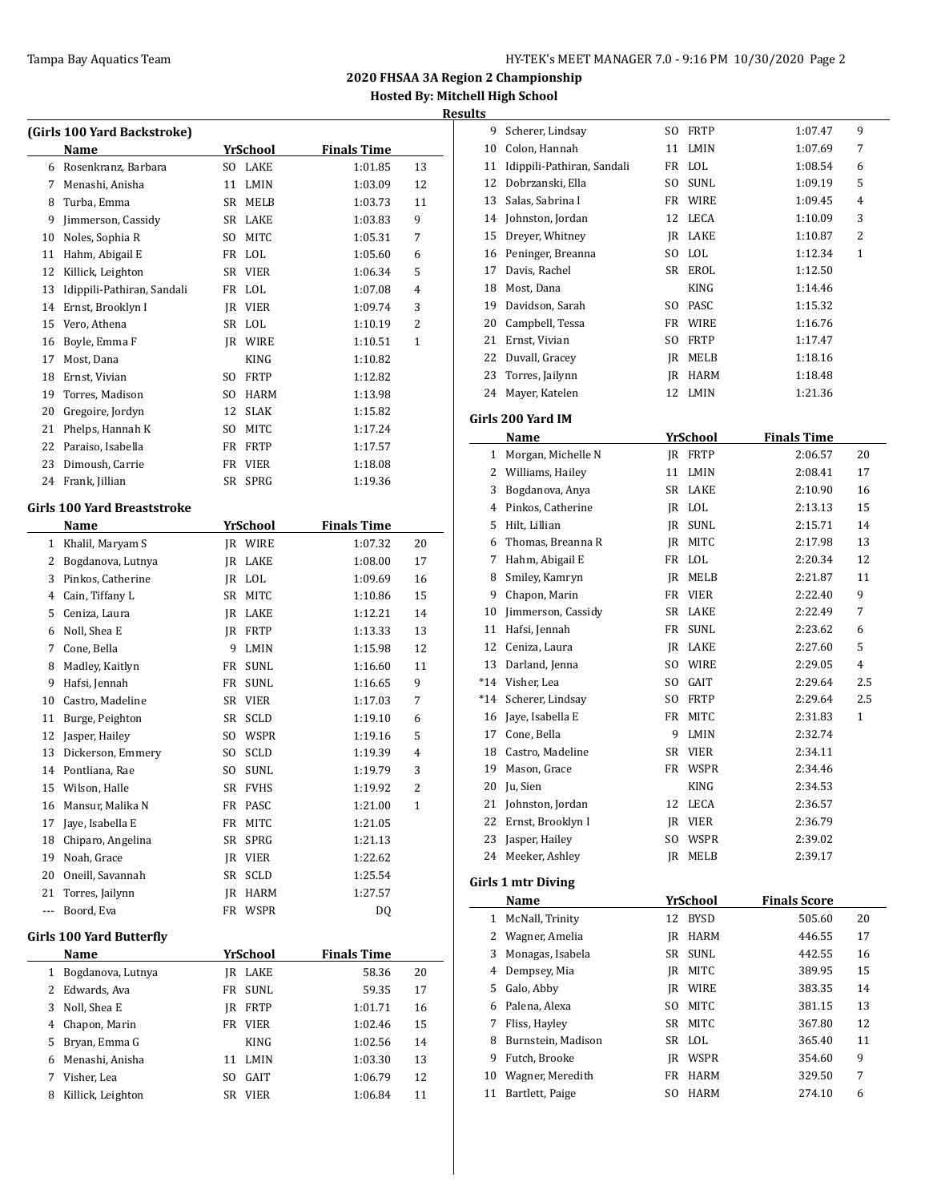# 2020 FHSAA 3A Region 2 Championship

**Hosted By: Mitchell High School**

**Results**

### (Girls 100 Yard Backstroke)

| | Name | Yr | School | Finals Time | |
|---|---|---|---|---|---|
| 6 | Rosenkranz, Barbara | SO | LAKE | 1:01.85 | 13 |
| 7 | Menashi, Anisha | 11 | LMIN | 1:03.09 | 12 |
| 8 | Turba, Emma | SR | MELB | 1:03.73 | 11 |
| 9 | Jimmerson, Cassidy | SR | LAKE | 1:03.83 | 9 |
| 10 | Noles, Sophia R | SO | MITC | 1:05.31 | 7 |
| 11 | Hahm, Abigail E | FR | LOL | 1:05.60 | 6 |
| 12 | Killick, Leighton | SR | VIER | 1:06.34 | 5 |
| 13 | Idippili-Pathiran, Sandali | FR | LOL | 1:07.08 | 4 |
| 14 | Ernst, Brooklyn I | JR | VIER | 1:09.74 | 3 |
| 15 | Vero, Athena | SR | LOL | 1:10.19 | 2 |
| 16 | Boyle, Emma F | JR | WIRE | 1:10.51 | 1 |
| 17 | Most, Dana | | KING | 1:10.82 | |
| 18 | Ernst, Vivian | SO | FRTP | 1:12.82 | |
| 19 | Torres, Madison | SO | HARM | 1:13.98 | |
| 20 | Gregoire, Jordyn | 12 | SLAK | 1:15.82 | |
| 21 | Phelps, Hannah K | SO | MITC | 1:17.24 | |
| 22 | Paraiso, Isabella | FR | FRTP | 1:17.57 | |
| 23 | Dimoush, Carrie | FR | VIER | 1:18.08 | |
| 24 | Frank, Jillian | SR | SPRG | 1:19.36 | |

### Girls 100 Yard Breaststroke

| | Name | Yr | School | Finals Time | |
|---|---|---|---|---|---|
| 1 | Khalil, Maryam S | JR | WIRE | 1:07.32 | 20 |
| 2 | Bogdanova, Lutnya | JR | LAKE | 1:08.00 | 17 |
| 3 | Pinkos, Catherine | JR | LOL | 1:09.69 | 16 |
| 4 | Cain, Tiffany L | SR | MITC | 1:10.86 | 15 |
| 5 | Ceniza, Laura | JR | LAKE | 1:12.21 | 14 |
| 6 | Noll, Shea E | JR | FRTP | 1:13.33 | 13 |
| 7 | Cone, Bella | 9 | LMIN | 1:15.98 | 12 |
| 8 | Madley, Kaitlyn | FR | SUNL | 1:16.60 | 11 |
| 9 | Hafsi, Jennah | FR | SUNL | 1:16.65 | 9 |
| 10 | Castro, Madeline | SR | VIER | 1:17.03 | 7 |
| 11 | Burge, Peighton | SR | SCLD | 1:19.10 | 6 |
| 12 | Jasper, Hailey | SO | WSPR | 1:19.16 | 5 |
| 13 | Dickerson, Emmery | SO | SCLD | 1:19.39 | 4 |
| 14 | Pontliana, Rae | SO | SUNL | 1:19.79 | 3 |
| 15 | Wilson, Halle | SR | FVHS | 1:19.92 | 2 |
| 16 | Mansur, Malika N | FR | PASC | 1:21.00 | 1 |
| 17 | Jaye, Isabella E | FR | MITC | 1:21.05 | |
| 18 | Chiparo, Angelina | SR | SPRG | 1:21.13 | |
| 19 | Noah, Grace | JR | VIER | 1:22.62 | |
| 20 | Oneill, Savannah | SR | SCLD | 1:25.54 | |
| 21 | Torres, Jailynn | JR | HARM | 1:27.57 | |
| --- | Boord, Eva | FR | WSPR | DQ | |

### Girls 100 Yard Butterfly

| | Name | Yr | School | Finals Time | |
|---|---|---|---|---|---|
| 1 | Bogdanova, Lutnya | JR | LAKE | 58.36 | 20 |
| 2 | Edwards, Ava | FR | SUNL | 59.35 | 17 |
| 3 | Noll, Shea E | JR | FRTP | 1:01.71 | 16 |
| 4 | Chapon, Marin | FR | VIER | 1:02.46 | 15 |
| 5 | Bryan, Emma G | | KING | 1:02.56 | 14 |
| 6 | Menashi, Anisha | 11 | LMIN | 1:03.30 | 13 |
| 7 | Visher, Lea | SO | GAIT | 1:06.79 | 12 |
| 8 | Killick, Leighton | SR | VIER | 1:06.84 | 11 |
| 9 | Scherer, Lindsay | SO | FRTP | 1:07.47 | 9 |
| 10 | Colon, Hannah | 11 | LMIN | 1:07.69 | 7 |
| 11 | Idippili-Pathiran, Sandali | FR | LOL | 1:08.54 | 6 |
| 12 | Dobrzanski, Ella | SO | SUNL | 1:09.19 | 5 |
| 13 | Salas, Sabrina I | FR | WIRE | 1:09.45 | 4 |
| 14 | Johnston, Jordan | 12 | LECA | 1:10.09 | 3 |
| 15 | Dreyer, Whitney | JR | LAKE | 1:10.87 | 2 |
| 16 | Peninger, Breanna | SO | LOL | 1:12.34 | 1 |
| 17 | Davis, Rachel | SR | EROL | 1:12.50 | |
| 18 | Most, Dana | | KING | 1:14.46 | |
| 19 | Davidson, Sarah | SO | PASC | 1:15.32 | |
| 20 | Campbell, Tessa | FR | WIRE | 1:16.76 | |
| 21 | Ernst, Vivian | SO | FRTP | 1:17.47 | |
| 22 | Duvall, Gracey | JR | MELB | 1:18.16 | |
| 23 | Torres, Jailynn | JR | HARM | 1:18.48 | |
| 24 | Mayer, Katelen | 12 | LMIN | 1:21.36 | |

### Girls 200 Yard IM

| | Name | Yr | School | Finals Time | |
|---|---|---|---|---|---|
| 1 | Morgan, Michelle N | JR | FRTP | 2:06.57 | 20 |
| 2 | Williams, Hailey | 11 | LMIN | 2:08.41 | 17 |
| 3 | Bogdanova, Anya | SR | LAKE | 2:10.90 | 16 |
| 4 | Pinkos, Catherine | JR | LOL | 2:13.13 | 15 |
| 5 | Hilt, Lillian | JR | SUNL | 2:15.71 | 14 |
| 6 | Thomas, Breanna R | JR | MITC | 2:17.98 | 13 |
| 7 | Hahm, Abigail E | FR | LOL | 2:20.34 | 12 |
| 8 | Smiley, Kamryn | JR | MELB | 2:21.87 | 11 |
| 9 | Chapon, Marin | FR | VIER | 2:22.40 | 9 |
| 10 | Jimmerson, Cassidy | SR | LAKE | 2:22.49 | 7 |
| 11 | Hafsi, Jennah | FR | SUNL | 2:23.62 | 6 |
| 12 | Ceniza, Laura | JR | LAKE | 2:27.60 | 5 |
| 13 | Darland, Jenna | SO | WIRE | 2:29.05 | 4 |
| *14 | Visher, Lea | SO | GAIT | 2:29.64 | 2.5 |
| *14 | Scherer, Lindsay | SO | FRTP | 2:29.64 | 2.5 |
| 16 | Jaye, Isabella E | FR | MITC | 2:31.83 | 1 |
| 17 | Cone, Bella | 9 | LMIN | 2:32.74 | |
| 18 | Castro, Madeline | SR | VIER | 2:34.11 | |
| 19 | Mason, Grace | FR | WSPR | 2:34.46 | |
| 20 | Ju, Sien | | KING | 2:34.53 | |
| 21 | Johnston, Jordan | 12 | LECA | 2:36.57 | |
| 22 | Ernst, Brooklyn I | JR | VIER | 2:36.79 | |
| 23 | Jasper, Hailey | SO | WSPR | 2:39.02 | |
| 24 | Meeker, Ashley | JR | MELB | 2:39.17 | |

### Girls 1 mtr Diving

| | Name | Yr | School | Finals Score | |
|---|---|---|---|---|---|
| 1 | McNall, Trinity | 12 | BYSD | 505.60 | 20 |
| 2 | Wagner, Amelia | JR | HARM | 446.55 | 17 |
| 3 | Monagas, Isabela | SR | SUNL | 442.55 | 16 |
| 4 | Dempsey, Mia | JR | MITC | 389.95 | 15 |
| 5 | Galo, Abby | JR | WIRE | 383.35 | 14 |
| 6 | Palena, Alexa | SO | MITC | 381.15 | 13 |
| 7 | Fliss, Hayley | SR | MITC | 367.80 | 12 |
| 8 | Burnstein, Madison | SR | LOL | 365.40 | 11 |
| 9 | Futch, Brooke | JR | WSPR | 354.60 | 9 |
| 10 | Wagner, Meredith | FR | HARM | 329.50 | 7 |
| 11 | Bartlett, Paige | SO | HARM | 274.10 | 6 |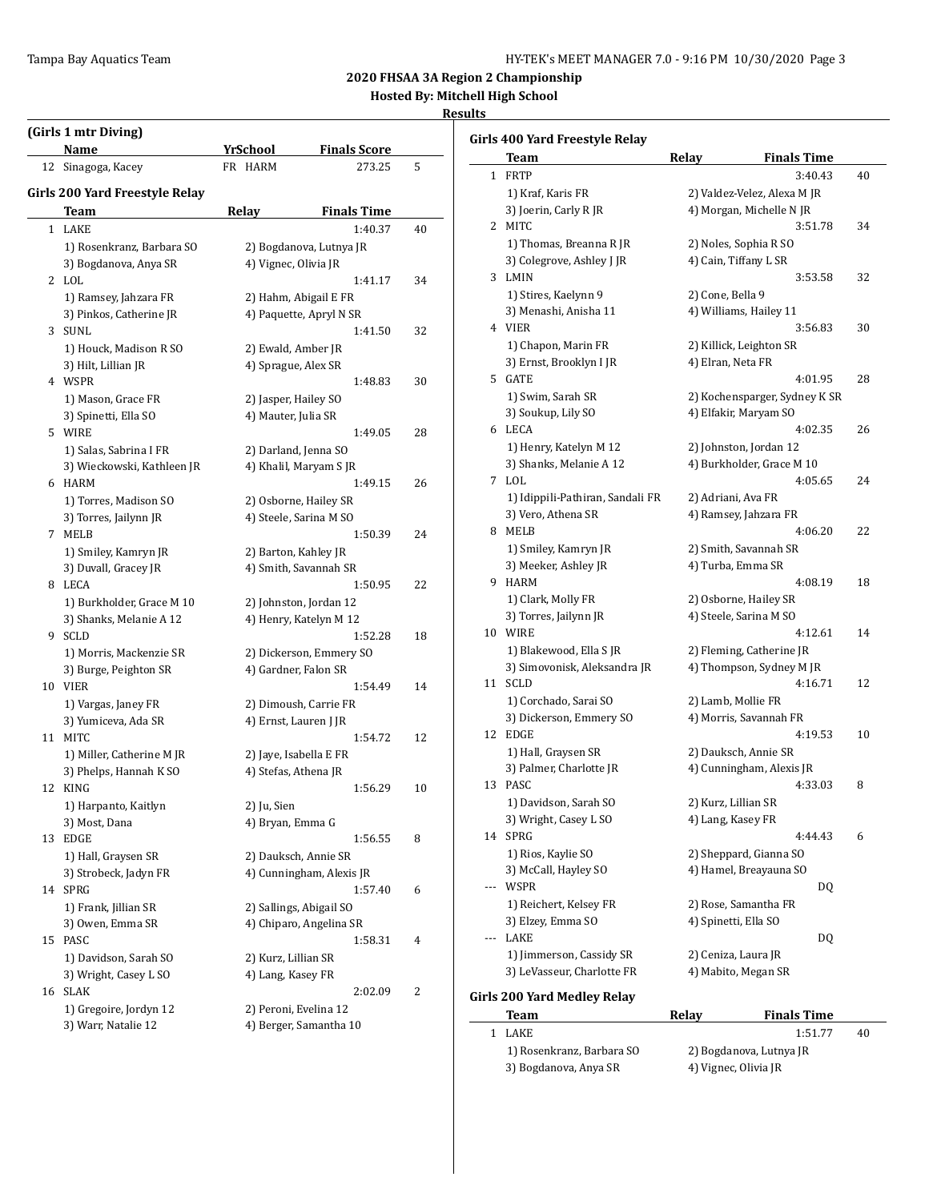## 2020 FHSAA 3A Region 2 Championship

### Hosted By: Mitchell High School

### Results

#### (Girls 1 mtr Diving)

| | Name | Yr | School | Finals Score | |
|---|---|---|---|---|---|
| 12 | Sinagoga, Kacey | FR | HARM | 273.25 | 5 |

#### Girls 200 Yard Freestyle Relay

| | Team | Relay | Finals Time | |
|---|---|---|---|---|
| 1 | LAKE | | 1:40.37 | 40 |
| | 1) Rosenkranz, Barbara SO | 2) Bogdanova, Lutnya JR | | |
| | 3) Bogdanova, Anya SR | 4) Vignec, Olivia JR | | |
| 2 | LOL | | 1:41.17 | 34 |
| | 1) Ramsey, Jahzara FR | 2) Hahm, Abigail E FR | | |
| | 3) Pinkos, Catherine JR | 4) Paquette, Apryl N SR | | |
| 3 | SUNL | | 1:41.50 | 32 |
| | 1) Houck, Madison R SO | 2) Ewald, Amber JR | | |
| | 3) Hilt, Lillian JR | 4) Sprague, Alex SR | | |
| 4 | WSPR | | 1:48.83 | 30 |
| | 1) Mason, Grace FR | 2) Jasper, Hailey SO | | |
| | 3) Spinetti, Ella SO | 4) Mauter, Julia SR | | |
| 5 | WIRE | | 1:49.05 | 28 |
| | 1) Salas, Sabrina I FR | 2) Darland, Jenna SO | | |
| | 3) Wieckowski, Kathleen JR | 4) Khalil, Maryam S JR | | |
| 6 | HARM | | 1:49.15 | 26 |
| | 1) Torres, Madison SO | 2) Osborne, Hailey SR | | |
| | 3) Torres, Jailynn JR | 4) Steele, Sarina M SO | | |
| 7 | MELB | | 1:50.39 | 24 |
| | 1) Smiley, Kamryn JR | 2) Barton, Kahley JR | | |
| | 3) Duvall, Gracey JR | 4) Smith, Savannah SR | | |
| 8 | LECA | | 1:50.95 | 22 |
| | 1) Burkholder, Grace M 10 | 2) Johnston, Jordan 12 | | |
| | 3) Shanks, Melanie A 12 | 4) Henry, Katelyn M 12 | | |
| 9 | SCLD | | 1:52.28 | 18 |
| | 1) Morris, Mackenzie SR | 2) Dickerson, Emmery SO | | |
| | 3) Burge, Peighton SR | 4) Gardner, Falon SR | | |
| 10 | VIER | | 1:54.49 | 14 |
| | 1) Vargas, Janey FR | 2) Dimoush, Carrie FR | | |
| | 3) Yumiceva, Ada SR | 4) Ernst, Lauren J JR | | |
| 11 | MITC | | 1:54.72 | 12 |
| | 1) Miller, Catherine M JR | 2) Jaye, Isabella E FR | | |
| | 3) Phelps, Hannah K SO | 4) Stefas, Athena JR | | |
| 12 | KING | | 1:56.29 | 10 |
| | 1) Harpanto, Kaitlyn | 2) Ju, Sien | | |
| | 3) Most, Dana | 4) Bryan, Emma G | | |
| 13 | EDGE | | 1:56.55 | 8 |
| | 1) Hall, Graysen SR | 2) Dauksch, Annie SR | | |
| | 3) Strobeck, Jadyn FR | 4) Cunningham, Alexis JR | | |
| 14 | SPRG | | 1:57.40 | 6 |
| | 1) Frank, Jillian SR | 2) Sallings, Abigail SO | | |
| | 3) Owen, Emma SR | 4) Chiparo, Angelina SR | | |
| 15 | PASC | | 1:58.31 | 4 |
| | 1) Davidson, Sarah SO | 2) Kurz, Lillian SR | | |
| | 3) Wright, Casey L SO | 4) Lang, Kasey FR | | |
| 16 | SLAK | | 2:02.09 | 2 |
| | 1) Gregoire, Jordyn 12 | 2) Peroni, Evelina 12 | | |
| | 3) Warr, Natalie 12 | 4) Berger, Samantha 10 | | |

#### Girls 400 Yard Freestyle Relay

| | Team | Relay | Finals Time | |
|---|---|---|---|---|
| 1 | FRTP | | 3:40.43 | 40 |
| | 1) Kraf, Karis FR | 2) Valdez-Velez, Alexa M JR | | |
| | 3) Joerin, Carly R JR | 4) Morgan, Michelle N JR | | |
| 2 | MITC | | 3:51.78 | 34 |
| | 1) Thomas, Breanna R JR | 2) Noles, Sophia R SO | | |
| | 3) Colegrove, Ashley J JR | 4) Cain, Tiffany L SR | | |
| 3 | LMIN | | 3:53.58 | 32 |
| | 1) Stires, Kaelynn 9 | 2) Cone, Bella 9 | | |
| | 3) Menashi, Anisha 11 | 4) Williams, Hailey 11 | | |
| 4 | VIER | | 3:56.83 | 30 |
| | 1) Chapon, Marin FR | 2) Killick, Leighton SR | | |
| | 3) Ernst, Brooklyn I JR | 4) Elran, Neta FR | | |
| 5 | GATE | | 4:01.95 | 28 |
| | 1) Swim, Sarah SR | 2) Kochensparger, Sydney K SR | | |
| | 3) Soukup, Lily SO | 4) Elfakir, Maryam SO | | |
| 6 | LECA | | 4:02.35 | 26 |
| | 1) Henry, Katelyn M 12 | 2) Johnston, Jordan 12 | | |
| | 3) Shanks, Melanie A 12 | 4) Burkholder, Grace M 10 | | |
| 7 | LOL | | 4:05.65 | 24 |
| | 1) Idippili-Pathiran, Sandali FR | 2) Adriani, Ava FR | | |
| | 3) Vero, Athena SR | 4) Ramsey, Jahzara FR | | |
| 8 | MELB | | 4:06.20 | 22 |
| | 1) Smiley, Kamryn JR | 2) Smith, Savannah SR | | |
| | 3) Meeker, Ashley JR | 4) Turba, Emma SR | | |
| 9 | HARM | | 4:08.19 | 18 |
| | 1) Clark, Molly FR | 2) Osborne, Hailey SR | | |
| | 3) Torres, Jailynn JR | 4) Steele, Sarina M SO | | |
| 10 | WIRE | | 4:12.61 | 14 |
| | 1) Blakewood, Ella S JR | 2) Fleming, Catherine JR | | |
| | 3) Simovonisk, Aleksandra JR | 4) Thompson, Sydney M JR | | |
| 11 | SCLD | | 4:16.71 | 12 |
| | 1) Corchado, Sarai SO | 2) Lamb, Mollie FR | | |
| | 3) Dickerson, Emmery SO | 4) Morris, Savannah FR | | |
| 12 | EDGE | | 4:19.53 | 10 |
| | 1) Hall, Graysen SR | 2) Dauksch, Annie SR | | |
| | 3) Palmer, Charlotte JR | 4) Cunningham, Alexis JR | | |
| 13 | PASC | | 4:33.03 | 8 |
| | 1) Davidson, Sarah SO | 2) Kurz, Lillian SR | | |
| | 3) Wright, Casey L SO | 4) Lang, Kasey FR | | |
| 14 | SPRG | | 4:44.43 | 6 |
| | 1) Rios, Kaylie SO | 2) Sheppard, Gianna SO | | |
| | 3) McCall, Hayley SO | 4) Hamel, Breayauna SO | | |
| --- | WSPR | | DQ | |
| | 1) Reichert, Kelsey FR | 2) Rose, Samantha FR | | |
| | 3) Elzey, Emma SO | 4) Spinetti, Ella SO | | |
| --- | LAKE | | DQ | |
| | 1) Jimmerson, Cassidy SR | 2) Ceniza, Laura JR | | |
| | 3) LeVasseur, Charlotte FR | 4) Mabito, Megan SR | | |

#### Girls 200 Yard Medley Relay

| | Team | Relay | Finals Time | |
|---|---|---|---|---|
| 1 | LAKE | | 1:51.77 | 40 |
| | 1) Rosenkranz, Barbara SO | 2) Bogdanova, Lutnya JR | | |
| | 3) Bogdanova, Anya SR | 4) Vignec, Olivia JR | | |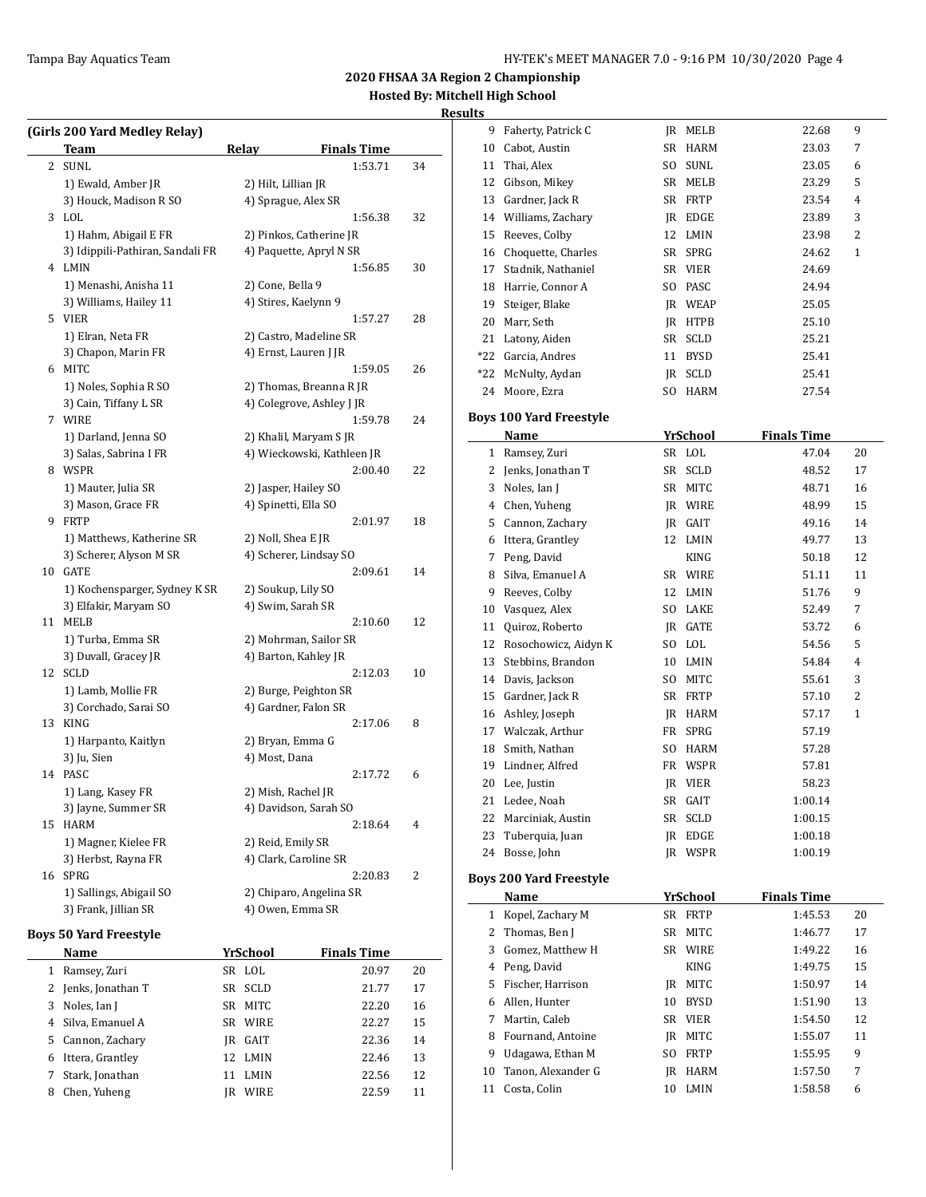# 2020 FHSAA 3A Region 2 Championship

**Hosted By: Mitchell High School**

**Results**

### (Girls 200 Yard Medley Relay)

| | Team | Relay | Finals Time | |
|---|---|---|---|---|
| 2 | SUNL | | 1:53.71 | 34 |
| | 1) Ewald, Amber JR | 2) Hilt, Lillian JR | | |
| | 3) Houck, Madison R SO | 4) Sprague, Alex SR | | |
| 3 | LOL | | 1:56.38 | 32 |
| | 1) Hahm, Abigail E FR | 2) Pinkos, Catherine JR | | |
| | 3) Idippili-Pathiran, Sandali FR | 4) Paquette, Apryl N SR | | |
| 4 | LMIN | | 1:56.85 | 30 |
| | 1) Menashi, Anisha 11 | 2) Cone, Bella 9 | | |
| | 3) Williams, Hailey 11 | 4) Stires, Kaelynn 9 | | |
| 5 | VIER | | 1:57.27 | 28 |
| | 1) Elran, Neta FR | 2) Castro, Madeline SR | | |
| | 3) Chapon, Marin FR | 4) Ernst, Lauren J JR | | |
| 6 | MITC | | 1:59.05 | 26 |
| | 1) Noles, Sophia R SO | 2) Thomas, Breanna R JR | | |
| | 3) Cain, Tiffany L SR | 4) Colegrove, Ashley J JR | | |
| 7 | WIRE | | 1:59.78 | 24 |
| | 1) Darland, Jenna SO | 2) Khalil, Maryam S JR | | |
| | 3) Salas, Sabrina I FR | 4) Wieckowski, Kathleen JR | | |
| 8 | WSPR | | 2:00.40 | 22 |
| | 1) Mauter, Julia SR | 2) Jasper, Hailey SO | | |
| | 3) Mason, Grace FR | 4) Spinetti, Ella SO | | |
| 9 | FRTP | | 2:01.97 | 18 |
| | 1) Matthews, Katherine SR | 2) Noll, Shea E JR | | |
| | 3) Scherer, Alyson M SR | 4) Scherer, Lindsay SO | | |
| 10 | GATE | | 2:09.61 | 14 |
| | 1) Kochensparger, Sydney K SR | 2) Soukup, Lily SO | | |
| | 3) Elfakir, Maryam SO | 4) Swim, Sarah SR | | |
| 11 | MELB | | 2:10.60 | 12 |
| | 1) Turba, Emma SR | 2) Mohrman, Sailor SR | | |
| | 3) Duvall, Gracey JR | 4) Barton, Kahley JR | | |
| 12 | SCLD | | 2:12.03 | 10 |
| | 1) Lamb, Mollie FR | 2) Burge, Peighton SR | | |
| | 3) Corchado, Sarai SO | 4) Gardner, Falon SR | | |
| 13 | KING | | 2:17.06 | 8 |
| | 1) Harpanto, Kaitlyn | 2) Bryan, Emma G | | |
| | 3) Ju, Sien | 4) Most, Dana | | |
| 14 | PASC | | 2:17.72 | 6 |
| | 1) Lang, Kasey FR | 2) Mish, Rachel JR | | |
| | 3) Jayne, Summer SR | 4) Davidson, Sarah SO | | |
| 15 | HARM | | 2:18.64 | 4 |
| | 1) Magner, Kielee FR | 2) Reid, Emily SR | | |
| | 3) Herbst, Rayna FR | 4) Clark, Caroline SR | | |
| 16 | SPRG | | 2:20.83 | 2 |
| | 1) Sallings, Abigail SO | 2) Chiparo, Angelina SR | | |
| | 3) Frank, Jillian SR | 4) Owen, Emma SR | | |

### Boys 50 Yard Freestyle

| | Name | Yr | School | Finals Time | |
|---|---|---|---|---|---|
| 1 | Ramsey, Zuri | SR | LOL | 20.97 | 20 |
| 2 | Jenks, Jonathan T | SR | SCLD | 21.77 | 17 |
| 3 | Noles, Ian J | SR | MITC | 22.20 | 16 |
| 4 | Silva, Emanuel A | SR | WIRE | 22.27 | 15 |
| 5 | Cannon, Zachary | JR | GAIT | 22.36 | 14 |
| 6 | Ittera, Grantley | 12 | LMIN | 22.46 | 13 |
| 7 | Stark, Jonathan | 11 | LMIN | 22.56 | 12 |
| 8 | Chen, Yuheng | JR | WIRE | 22.59 | 11 |
| 9 | Faherty, Patrick C | JR | MELB | 22.68 | 9 |
| 10 | Cabot, Austin | SR | HARM | 23.03 | 7 |
| 11 | Thai, Alex | SO | SUNL | 23.05 | 6 |
| 12 | Gibson, Mikey | SR | MELB | 23.29 | 5 |
| 13 | Gardner, Jack R | SR | FRTP | 23.54 | 4 |
| 14 | Williams, Zachary | JR | EDGE | 23.89 | 3 |
| 15 | Reeves, Colby | 12 | LMIN | 23.98 | 2 |
| 16 | Choquette, Charles | SR | SPRG | 24.62 | 1 |
| 17 | Stadnik, Nathaniel | SR | VIER | 24.69 | |
| 18 | Harrie, Connor A | SO | PASC | 24.94 | |
| 19 | Steiger, Blake | JR | WEAP | 25.05 | |
| 20 | Marr, Seth | JR | HTPB | 25.10 | |
| 21 | Latony, Aiden | SR | SCLD | 25.21 | |
| *22 | Garcia, Andres | 11 | BYSD | 25.41 | |
| *22 | McNulty, Aydan | JR | SCLD | 25.41 | |
| 24 | Moore, Ezra | SO | HARM | 27.54 | |

### Boys 100 Yard Freestyle

| | Name | Yr | School | Finals Time | |
|---|---|---|---|---|---|
| 1 | Ramsey, Zuri | SR | LOL | 47.04 | 20 |
| 2 | Jenks, Jonathan T | SR | SCLD | 48.52 | 17 |
| 3 | Noles, Ian J | SR | MITC | 48.71 | 16 |
| 4 | Chen, Yuheng | JR | WIRE | 48.99 | 15 |
| 5 | Cannon, Zachary | JR | GAIT | 49.16 | 14 |
| 6 | Ittera, Grantley | 12 | LMIN | 49.77 | 13 |
| 7 | Peng, David | | KING | 50.18 | 12 |
| 8 | Silva, Emanuel A | SR | WIRE | 51.11 | 11 |
| 9 | Reeves, Colby | 12 | LMIN | 51.76 | 9 |
| 10 | Vasquez, Alex | SO | LAKE | 52.49 | 7 |
| 11 | Quiroz, Roberto | JR | GATE | 53.72 | 6 |
| 12 | Rosochowicz, Aidyn K | SO | LOL | 54.56 | 5 |
| 13 | Stebbins, Brandon | 10 | LMIN | 54.84 | 4 |
| 14 | Davis, Jackson | SO | MITC | 55.61 | 3 |
| 15 | Gardner, Jack R | SR | FRTP | 57.10 | 2 |
| 16 | Ashley, Joseph | JR | HARM | 57.17 | 1 |
| 17 | Walczak, Arthur | FR | SPRG | 57.19 | |
| 18 | Smith, Nathan | SO | HARM | 57.28 | |
| 19 | Lindner, Alfred | FR | WSPR | 57.81 | |
| 20 | Lee, Justin | JR | VIER | 58.23 | |
| 21 | Ledee, Noah | SR | GAIT | 1:00.14 | |
| 22 | Marciniak, Austin | SR | SCLD | 1:00.15 | |
| 23 | Tuberquia, Juan | JR | EDGE | 1:00.18 | |
| 24 | Bosse, John | JR | WSPR | 1:00.19 | |

### Boys 200 Yard Freestyle

| | Name | Yr | School | Finals Time | |
|---|---|---|---|---|---|
| 1 | Kopel, Zachary M | SR | FRTP | 1:45.53 | 20 |
| 2 | Thomas, Ben J | SR | MITC | 1:46.77 | 17 |
| 3 | Gomez, Matthew H | SR | WIRE | 1:49.22 | 16 |
| 4 | Peng, David | | KING | 1:49.75 | 15 |
| 5 | Fischer, Harrison | JR | MITC | 1:50.97 | 14 |
| 6 | Allen, Hunter | 10 | BYSD | 1:51.90 | 13 |
| 7 | Martin, Caleb | SR | VIER | 1:54.50 | 12 |
| 8 | Fournand, Antoine | JR | MITC | 1:55.07 | 11 |
| 9 | Udagawa, Ethan M | SO | FRTP | 1:55.95 | 9 |
| 10 | Tanon, Alexander G | JR | HARM | 1:57.50 | 7 |
| 11 | Costa, Colin | 10 | LMIN | 1:58.58 | 6 |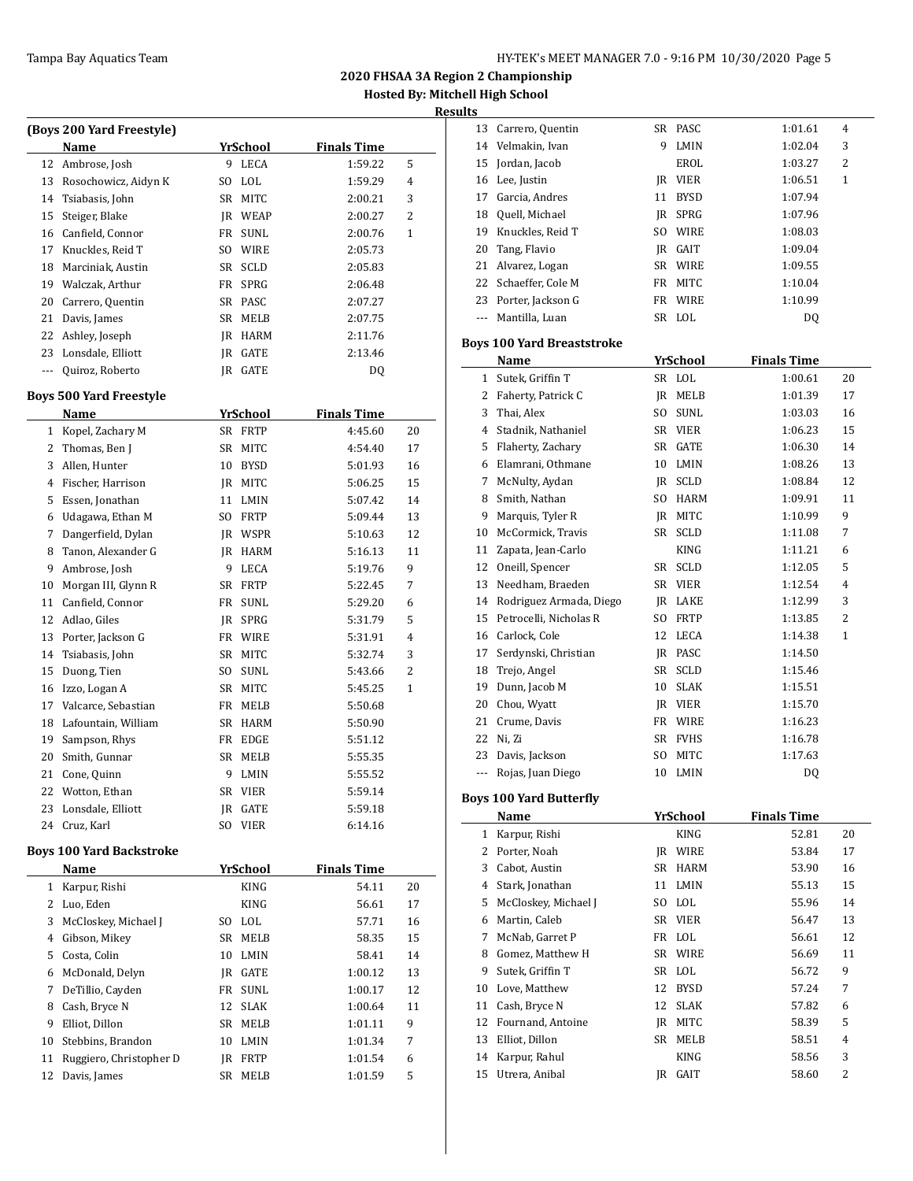# 2020 FHSAA 3A Region 2 Championship

**Hosted By: Mitchell High School**

**Results**

### (Boys 200 Yard Freestyle)

| | Name | Yr | School | Finals Time | |
|---|---|---|---|---|---|
| 12 | Ambrose, Josh | 9 | LECA | 1:59.22 | 5 |
| 13 | Rosochowicz, Aidyn K | SO | LOL | 1:59.29 | 4 |
| 14 | Tsiabasis, John | SR | MITC | 2:00.21 | 3 |
| 15 | Steiger, Blake | JR | WEAP | 2:00.27 | 2 |
| 16 | Canfield, Connor | FR | SUNL | 2:00.76 | 1 |
| 17 | Knuckles, Reid T | SO | WIRE | 2:05.73 | |
| 18 | Marciniak, Austin | SR | SCLD | 2:05.83 | |
| 19 | Walczak, Arthur | FR | SPRG | 2:06.48 | |
| 20 | Carrero, Quentin | SR | PASC | 2:07.27 | |
| 21 | Davis, James | SR | MELB | 2:07.75 | |
| 22 | Ashley, Joseph | JR | HARM | 2:11.76 | |
| 23 | Lonsdale, Elliott | JR | GATE | 2:13.46 | |
| --- | Quiroz, Roberto | JR | GATE | DQ | |

### Boys 500 Yard Freestyle

| | Name | Yr | School | Finals Time | |
|---|---|---|---|---|---|
| 1 | Kopel, Zachary M | SR | FRTP | 4:45.60 | 20 |
| 2 | Thomas, Ben J | SR | MITC | 4:54.40 | 17 |
| 3 | Allen, Hunter | 10 | BYSD | 5:01.93 | 16 |
| 4 | Fischer, Harrison | JR | MITC | 5:06.25 | 15 |
| 5 | Essen, Jonathan | 11 | LMIN | 5:07.42 | 14 |
| 6 | Udagawa, Ethan M | SO | FRTP | 5:09.44 | 13 |
| 7 | Dangerfield, Dylan | JR | WSPR | 5:10.63 | 12 |
| 8 | Tanon, Alexander G | JR | HARM | 5:16.13 | 11 |
| 9 | Ambrose, Josh | 9 | LECA | 5:19.76 | 9 |
| 10 | Morgan III, Glynn R | SR | FRTP | 5:22.45 | 7 |
| 11 | Canfield, Connor | FR | SUNL | 5:29.20 | 6 |
| 12 | Adlao, Giles | JR | SPRG | 5:31.79 | 5 |
| 13 | Porter, Jackson G | FR | WIRE | 5:31.91 | 4 |
| 14 | Tsiabasis, John | SR | MITC | 5:32.74 | 3 |
| 15 | Duong, Tien | SO | SUNL | 5:43.66 | 2 |
| 16 | Izzo, Logan A | SR | MITC | 5:45.25 | 1 |
| 17 | Valcarce, Sebastian | FR | MELB | 5:50.68 | |
| 18 | Lafountain, William | SR | HARM | 5:50.90 | |
| 19 | Sampson, Rhys | FR | EDGE | 5:51.12 | |
| 20 | Smith, Gunnar | SR | MELB | 5:55.35 | |
| 21 | Cone, Quinn | 9 | LMIN | 5:55.52 | |
| 22 | Wotton, Ethan | SR | VIER | 5:59.14 | |
| 23 | Lonsdale, Elliott | JR | GATE | 5:59.18 | |
| 24 | Cruz, Karl | SO | VIER | 6:14.16 | |

### Boys 100 Yard Backstroke

| | Name | Yr | School | Finals Time | |
|---|---|---|---|---|---|
| 1 | Karpur, Rishi | | KING | 54.11 | 20 |
| 2 | Luo, Eden | | KING | 56.61 | 17 |
| 3 | McCloskey, Michael J | SO | LOL | 57.71 | 16 |
| 4 | Gibson, Mikey | SR | MELB | 58.35 | 15 |
| 5 | Costa, Colin | 10 | LMIN | 58.41 | 14 |
| 6 | McDonald, Delyn | JR | GATE | 1:00.12 | 13 |
| 7 | DeTillio, Cayden | FR | SUNL | 1:00.17 | 12 |
| 8 | Cash, Bryce N | 12 | SLAK | 1:00.64 | 11 |
| 9 | Elliot, Dillon | SR | MELB | 1:01.11 | 9 |
| 10 | Stebbins, Brandon | 10 | LMIN | 1:01.34 | 7 |
| 11 | Ruggiero, Christopher D | JR | FRTP | 1:01.54 | 6 |
| 12 | Davis, James | SR | MELB | 1:01.59 | 5 |
| 13 | Carrero, Quentin | SR | PASC | 1:01.61 | 4 |
| 14 | Velmakin, Ivan | 9 | LMIN | 1:02.04 | 3 |
| 15 | Jordan, Jacob | | EROL | 1:03.27 | 2 |
| 16 | Lee, Justin | JR | VIER | 1:06.51 | 1 |
| 17 | Garcia, Andres | 11 | BYSD | 1:07.94 | |
| 18 | Quell, Michael | JR | SPRG | 1:07.96 | |
| 19 | Knuckles, Reid T | SO | WIRE | 1:08.03 | |
| 20 | Tang, Flavio | JR | GAIT | 1:09.04 | |
| 21 | Alvarez, Logan | SR | WIRE | 1:09.55 | |
| 22 | Schaeffer, Cole M | FR | MITC | 1:10.04 | |
| 23 | Porter, Jackson G | FR | WIRE | 1:10.99 | |
| --- | Mantilla, Luan | SR | LOL | DQ | |

### Boys 100 Yard Breaststroke

| | Name | Yr | School | Finals Time | |
|---|---|---|---|---|---|
| 1 | Sutek, Griffin T | SR | LOL | 1:00.61 | 20 |
| 2 | Faherty, Patrick C | JR | MELB | 1:01.39 | 17 |
| 3 | Thai, Alex | SO | SUNL | 1:03.03 | 16 |
| 4 | Stadnik, Nathaniel | SR | VIER | 1:06.23 | 15 |
| 5 | Flaherty, Zachary | SR | GATE | 1:06.30 | 14 |
| 6 | Elamrani, Othmane | 10 | LMIN | 1:08.26 | 13 |
| 7 | McNulty, Aydan | JR | SCLD | 1:08.84 | 12 |
| 8 | Smith, Nathan | SO | HARM | 1:09.91 | 11 |
| 9 | Marquis, Tyler R | JR | MITC | 1:10.99 | 9 |
| 10 | McCormick, Travis | SR | SCLD | 1:11.08 | 7 |
| 11 | Zapata, Jean-Carlo | | KING | 1:11.21 | 6 |
| 12 | Oneill, Spencer | SR | SCLD | 1:12.05 | 5 |
| 13 | Needham, Braeden | SR | VIER | 1:12.54 | 4 |
| 14 | Rodriguez Armada, Diego | JR | LAKE | 1:12.99 | 3 |
| 15 | Petrocelli, Nicholas R | SO | FRTP | 1:13.85 | 2 |
| 16 | Carlock, Cole | 12 | LECA | 1:14.38 | 1 |
| 17 | Serdynski, Christian | JR | PASC | 1:14.50 | |
| 18 | Trejo, Angel | SR | SCLD | 1:15.46 | |
| 19 | Dunn, Jacob M | 10 | SLAK | 1:15.51 | |
| 20 | Chou, Wyatt | JR | VIER | 1:15.70 | |
| 21 | Crume, Davis | FR | WIRE | 1:16.23 | |
| 22 | Ni, Zi | SR | FVHS | 1:16.78 | |
| 23 | Davis, Jackson | SO | MITC | 1:17.63 | |
| --- | Rojas, Juan Diego | 10 | LMIN | DQ | |

### Boys 100 Yard Butterfly

| | Name | Yr | School | Finals Time | |
|---|---|---|---|---|---|
| 1 | Karpur, Rishi | | KING | 52.81 | 20 |
| 2 | Porter, Noah | JR | WIRE | 53.84 | 17 |
| 3 | Cabot, Austin | SR | HARM | 53.90 | 16 |
| 4 | Stark, Jonathan | 11 | LMIN | 55.13 | 15 |
| 5 | McCloskey, Michael J | SO | LOL | 55.96 | 14 |
| 6 | Martin, Caleb | SR | VIER | 56.47 | 13 |
| 7 | McNab, Garret P | FR | LOL | 56.61 | 12 |
| 8 | Gomez, Matthew H | SR | WIRE | 56.69 | 11 |
| 9 | Sutek, Griffin T | SR | LOL | 56.72 | 9 |
| 10 | Love, Matthew | 12 | BYSD | 57.24 | 7 |
| 11 | Cash, Bryce N | 12 | SLAK | 57.82 | 6 |
| 12 | Fournand, Antoine | JR | MITC | 58.39 | 5 |
| 13 | Elliot, Dillon | SR | MELB | 58.51 | 4 |
| 14 | Karpur, Rahul | | KING | 58.56 | 3 |
| 15 | Utrera, Anibal | JR | GAIT | 58.60 | 2 |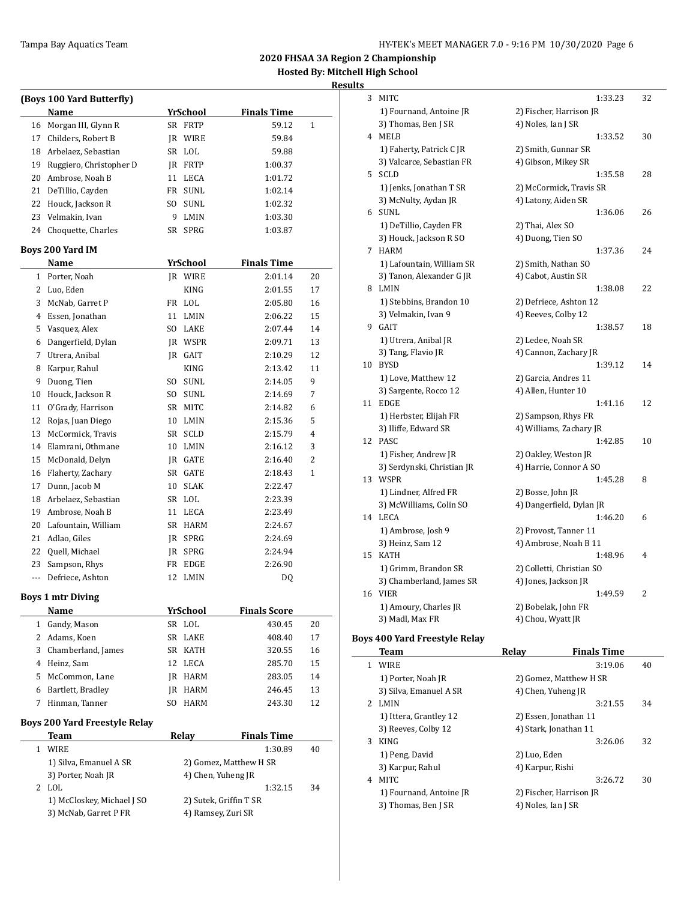**2020 FHSAA 3A Region 2 Championship**

**Hosted By: Mitchell High School**

**Results**

### (Boys 100 Yard Butterfly)

| | Name | Yr | School | Finals Time | |
|---|---|---|---|---|---|
| 16 | Morgan III, Glynn R | SR | FRTP | 59.12 | 1 |
| 17 | Childers, Robert B | JR | WIRE | 59.84 | |
| 18 | Arbelaez, Sebastian | SR | LOL | 59.88 | |
| 19 | Ruggiero, Christopher D | JR | FRTP | 1:00.37 | |
| 20 | Ambrose, Noah B | 11 | LECA | 1:01.72 | |
| 21 | DeTillio, Cayden | FR | SUNL | 1:02.14 | |
| 22 | Houck, Jackson R | SO | SUNL | 1:02.32 | |
| 23 | Velmakin, Ivan | 9 | LMIN | 1:03.30 | |
| 24 | Choquette, Charles | SR | SPRG | 1:03.87 | |

### Boys 200 Yard IM

| | Name | Yr | School | Finals Time | |
|---|---|---|---|---|---|
| 1 | Porter, Noah | JR | WIRE | 2:01.14 | 20 |
| 2 | Luo, Eden | | KING | 2:01.55 | 17 |
| 3 | McNab, Garret P | FR | LOL | 2:05.80 | 16 |
| 4 | Essen, Jonathan | 11 | LMIN | 2:06.22 | 15 |
| 5 | Vasquez, Alex | SO | LAKE | 2:07.44 | 14 |
| 6 | Dangerfield, Dylan | JR | WSPR | 2:09.71 | 13 |
| 7 | Utrera, Anibal | JR | GAIT | 2:10.29 | 12 |
| 8 | Karpur, Rahul | | KING | 2:13.42 | 11 |
| 9 | Duong, Tien | SO | SUNL | 2:14.05 | 9 |
| 10 | Houck, Jackson R | SO | SUNL | 2:14.69 | 7 |
| 11 | O'Grady, Harrison | SR | MITC | 2:14.82 | 6 |
| 12 | Rojas, Juan Diego | 10 | LMIN | 2:15.36 | 5 |
| 13 | McCormick, Travis | SR | SCLD | 2:15.79 | 4 |
| 14 | Elamrani, Othmane | 10 | LMIN | 2:16.12 | 3 |
| 15 | McDonald, Delyn | JR | GATE | 2:16.40 | 2 |
| 16 | Flaherty, Zachary | SR | GATE | 2:18.43 | 1 |
| 17 | Dunn, Jacob M | 10 | SLAK | 2:22.47 | |
| 18 | Arbelaez, Sebastian | SR | LOL | 2:23.39 | |
| 19 | Ambrose, Noah B | 11 | LECA | 2:23.49 | |
| 20 | Lafountain, William | SR | HARM | 2:24.67 | |
| 21 | Adlao, Giles | JR | SPRG | 2:24.69 | |
| 22 | Quell, Michael | JR | SPRG | 2:24.94 | |
| 23 | Sampson, Rhys | FR | EDGE | 2:26.90 | |
| --- | Defriece, Ashton | 12 | LMIN | DQ | |

### Boys 1 mtr Diving

| | Name | Yr | School | Finals Score | |
|---|---|---|---|---|---|
| 1 | Gandy, Mason | SR | LOL | 430.45 | 20 |
| 2 | Adams, Koen | SR | LAKE | 408.40 | 17 |
| 3 | Chamberland, James | SR | KATH | 320.55 | 16 |
| 4 | Heinz, Sam | 12 | LECA | 285.70 | 15 |
| 5 | McCommon, Lane | JR | HARM | 283.05 | 14 |
| 6 | Bartlett, Bradley | JR | HARM | 246.45 | 13 |
| 7 | Hinman, Tanner | SO | HARM | 243.30 | 12 |

### Boys 200 Yard Freestyle Relay

| | Team | Relay | Finals Time | |
|---|---|---|---|---|
| 1 | WIRE | | 1:30.89 | 40 |
| | 1) Silva, Emanuel A SR | 2) Gomez, Matthew H SR | | |
| | 3) Porter, Noah JR | 4) Chen, Yuheng JR | | |
| 2 | LOL | | 1:32.15 | 34 |
| | 1) McCloskey, Michael J SO | 2) Sutek, Griffin T SR | | |
| | 3) McNab, Garret P FR | 4) Ramsey, Zuri SR | | |
| 3 | MITC | | 1:33.23 | 32 |
| | 1) Fournand, Antoine JR | 2) Fischer, Harrison JR | | |
| | 3) Thomas, Ben J SR | 4) Noles, Ian J SR | | |
| 4 | MELB | | 1:33.52 | 30 |
| | 1) Faherty, Patrick C JR | 2) Smith, Gunnar SR | | |
| | 3) Valcarce, Sebastian FR | 4) Gibson, Mikey SR | | |
| 5 | SCLD | | 1:35.58 | 28 |
| | 1) Jenks, Jonathan T SR | 2) McCormick, Travis SR | | |
| | 3) McNulty, Aydan JR | 4) Latony, Aiden SR | | |
| 6 | SUNL | | 1:36.06 | 26 |
| | 1) DeTillio, Cayden FR | 2) Thai, Alex SO | | |
| | 3) Houck, Jackson R SO | 4) Duong, Tien SO | | |
| 7 | HARM | | 1:37.36 | 24 |
| | 1) Lafountain, William SR | 2) Smith, Nathan SO | | |
| | 3) Tanon, Alexander G JR | 4) Cabot, Austin SR | | |
| 8 | LMIN | | 1:38.08 | 22 |
| | 1) Stebbins, Brandon 10 | 2) Defriece, Ashton 12 | | |
| | 3) Velmakin, Ivan 9 | 4) Reeves, Colby 12 | | |
| 9 | GAIT | | 1:38.57 | 18 |
| | 1) Utrera, Anibal JR | 2) Ledee, Noah SR | | |
| | 3) Tang, Flavio JR | 4) Cannon, Zachary JR | | |
| 10 | BYSD | | 1:39.12 | 14 |
| | 1) Love, Matthew 12 | 2) Garcia, Andres 11 | | |
| | 3) Sargente, Rocco 12 | 4) Allen, Hunter 10 | | |
| 11 | EDGE | | 1:41.16 | 12 |
| | 1) Herbster, Elijah FR | 2) Sampson, Rhys FR | | |
| | 3) Iliffe, Edward SR | 4) Williams, Zachary JR | | |
| 12 | PASC | | 1:42.85 | 10 |
| | 1) Fisher, Andrew JR | 2) Oakley, Weston JR | | |
| | 3) Serdynski, Christian JR | 4) Harrie, Connor A SO | | |
| 13 | WSPR | | 1:45.28 | 8 |
| | 1) Lindner, Alfred FR | 2) Bosse, John JR | | |
| | 3) McWilliams, Colin SO | 4) Dangerfield, Dylan JR | | |
| 14 | LECA | | 1:46.20 | 6 |
| | 1) Ambrose, Josh 9 | 2) Provost, Tanner 11 | | |
| | 3) Heinz, Sam 12 | 4) Ambrose, Noah B 11 | | |
| 15 | KATH | | 1:48.96 | 4 |
| | 1) Grimm, Brandon SR | 2) Colletti, Christian SO | | |
| | 3) Chamberland, James SR | 4) Jones, Jackson JR | | |
| 16 | VIER | | 1:49.59 | 2 |
| | 1) Amoury, Charles JR | 2) Bobelak, John FR | | |
| | 3) Madl, Max FR | 4) Chou, Wyatt JR | | |

### Boys 400 Yard Freestyle Relay

| | Team | Relay | Finals Time | |
|---|---|---|---|---|
| 1 | WIRE | | 3:19.06 | 40 |
| | 1) Porter, Noah JR | 2) Gomez, Matthew H SR | | |
| | 3) Silva, Emanuel A SR | 4) Chen, Yuheng JR | | |
| 2 | LMIN | | 3:21.55 | 34 |
| | 1) Ittera, Grantley 12 | 2) Essen, Jonathan 11 | | |
| | 3) Reeves, Colby 12 | 4) Stark, Jonathan 11 | | |
| 3 | KING | | 3:26.06 | 32 |
| | 1) Peng, David | 2) Luo, Eden | | |
| | 3) Karpur, Rahul | 4) Karpur, Rishi | | |
| 4 | MITC | | 3:26.72 | 30 |
| | 1) Fournand, Antoine JR | 2) Fischer, Harrison JR | | |
| | 3) Thomas, Ben J SR | 4) Noles, Ian J SR | | |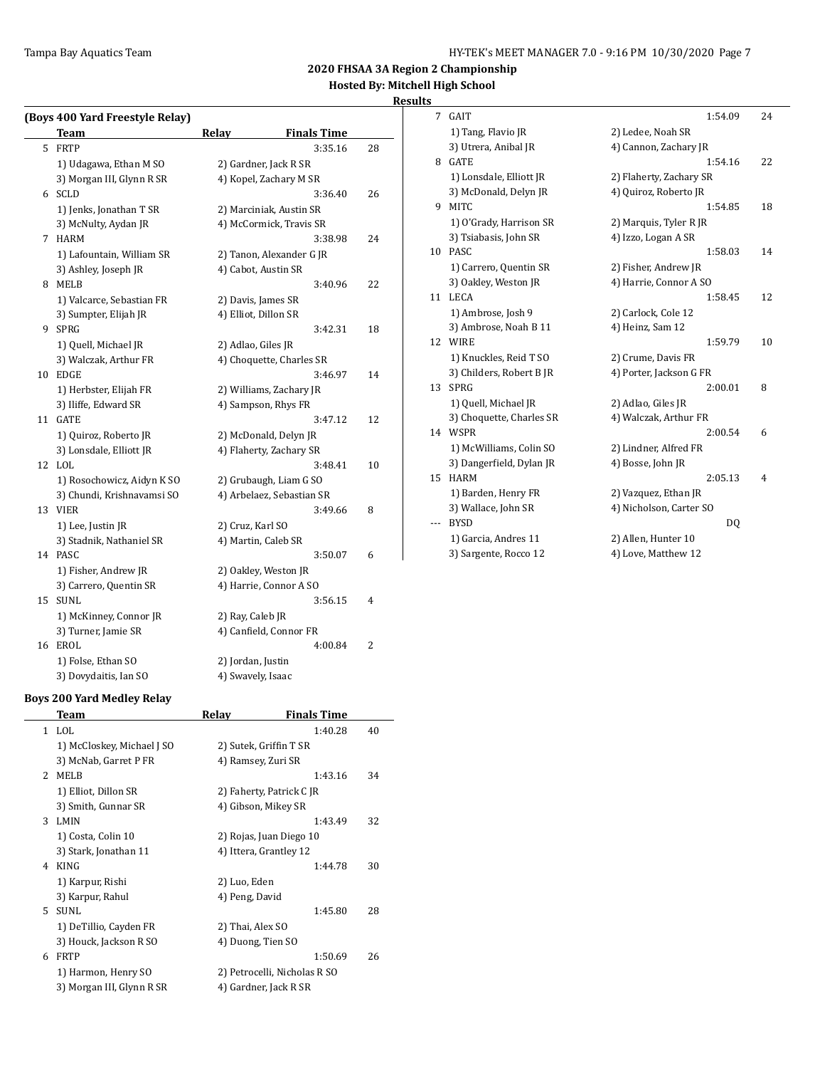**2020 FHSAA 3A Region 2 Championship**

**Hosted By: Mitchell High School**

**Results**

**(Boys 400 Yard Freestyle Relay)**

| | Team | Relay | Finals Time | |
|---|---|---|---|---|
| 5 | FRTP | | 3:35.16 | 28 |
| | 1) Udagawa, Ethan M SO | 2) Gardner, Jack R SR | | |
| | 3) Morgan III, Glynn R SR | 4) Kopel, Zachary M SR | | |
| 6 | SCLD | | 3:36.40 | 26 |
| | 1) Jenks, Jonathan T SR | 2) Marciniak, Austin SR | | |
| | 3) McNulty, Aydan JR | 4) McCormick, Travis SR | | |
| 7 | HARM | | 3:38.98 | 24 |
| | 1) Lafountain, William SR | 2) Tanon, Alexander G JR | | |
| | 3) Ashley, Joseph JR | 4) Cabot, Austin SR | | |
| 8 | MELB | | 3:40.96 | 22 |
| | 1) Valcarce, Sebastian FR | 2) Davis, James SR | | |
| | 3) Sumpter, Elijah JR | 4) Elliot, Dillon SR | | |
| 9 | SPRG | | 3:42.31 | 18 |
| | 1) Quell, Michael JR | 2) Adlao, Giles JR | | |
| | 3) Walczak, Arthur FR | 4) Choquette, Charles SR | | |
| 10 | EDGE | | 3:46.97 | 14 |
| | 1) Herbster, Elijah FR | 2) Williams, Zachary JR | | |
| | 3) Iliffe, Edward SR | 4) Sampson, Rhys FR | | |
| 11 | GATE | | 3:47.12 | 12 |
| | 1) Quiroz, Roberto JR | 2) McDonald, Delyn JR | | |
| | 3) Lonsdale, Elliott JR | 4) Flaherty, Zachary SR | | |
| 12 | LOL | | 3:48.41 | 10 |
| | 1) Rosochowicz, Aidyn K SO | 2) Grubaugh, Liam G SO | | |
| | 3) Chundi, Krishnavamsi SO | 4) Arbelaez, Sebastian SR | | |
| 13 | VIER | | 3:49.66 | 8 |
| | 1) Lee, Justin JR | 2) Cruz, Karl SO | | |
| | 3) Stadnik, Nathaniel SR | 4) Martin, Caleb SR | | |
| 14 | PASC | | 3:50.07 | 6 |
| | 1) Fisher, Andrew JR | 2) Oakley, Weston JR | | |
| | 3) Carrero, Quentin SR | 4) Harrie, Connor A SO | | |
| 15 | SUNL | | 3:56.15 | 4 |
| | 1) McKinney, Connor JR | 2) Ray, Caleb JR | | |
| | 3) Turner, Jamie SR | 4) Canfield, Connor FR | | |
| 16 | EROL | | 4:00.84 | 2 |
| | 1) Folse, Ethan SO | 2) Jordan, Justin | | |
| | 3) Dovydaitis, Ian SO | 4) Swavely, Isaac | | |

**Boys 200 Yard Medley Relay**

| | Team | Relay | Finals Time | |
|---|---|---|---|---|
| 1 | LOL | | 1:40.28 | 40 |
| | 1) McCloskey, Michael J SO | 2) Sutek, Griffin T SR | | |
| | 3) McNab, Garret P FR | 4) Ramsey, Zuri SR | | |
| 2 | MELB | | 1:43.16 | 34 |
| | 1) Elliot, Dillon SR | 2) Faherty, Patrick C JR | | |
| | 3) Smith, Gunnar SR | 4) Gibson, Mikey SR | | |
| 3 | LMIN | | 1:43.49 | 32 |
| | 1) Costa, Colin 10 | 2) Rojas, Juan Diego 10 | | |
| | 3) Stark, Jonathan 11 | 4) Ittera, Grantley 12 | | |
| 4 | KING | | 1:44.78 | 30 |
| | 1) Karpur, Rishi | 2) Luo, Eden | | |
| | 3) Karpur, Rahul | 4) Peng, David | | |
| 5 | SUNL | | 1:45.80 | 28 |
| | 1) DeTillio, Cayden FR | 2) Thai, Alex SO | | |
| | 3) Houck, Jackson R SO | 4) Duong, Tien SO | | |
| 6 | FRTP | | 1:50.69 | 26 |
| | 1) Harmon, Henry SO | 2) Petrocelli, Nicholas R SO | | |
| | 3) Morgan III, Glynn R SR | 4) Gardner, Jack R SR | | |
| 7 | GAIT | | 1:54.09 | 24 |
| | 1) Tang, Flavio JR | 2) Ledee, Noah SR | | |
| | 3) Utrera, Anibal JR | 4) Cannon, Zachary JR | | |
| 8 | GATE | | 1:54.16 | 22 |
| | 1) Lonsdale, Elliott JR | 2) Flaherty, Zachary SR | | |
| | 3) McDonald, Delyn JR | 4) Quiroz, Roberto JR | | |
| 9 | MITC | | 1:54.85 | 18 |
| | 1) O'Grady, Harrison SR | 2) Marquis, Tyler R JR | | |
| | 3) Tsiabasis, John SR | 4) Izzo, Logan A SR | | |
| 10 | PASC | | 1:58.03 | 14 |
| | 1) Carrero, Quentin SR | 2) Fisher, Andrew JR | | |
| | 3) Oakley, Weston JR | 4) Harrie, Connor A SO | | |
| 11 | LECA | | 1:58.45 | 12 |
| | 1) Ambrose, Josh 9 | 2) Carlock, Cole 12 | | |
| | 3) Ambrose, Noah B 11 | 4) Heinz, Sam 12 | | |
| 12 | WIRE | | 1:59.79 | 10 |
| | 1) Knuckles, Reid T SO | 2) Crume, Davis FR | | |
| | 3) Childers, Robert B JR | 4) Porter, Jackson G FR | | |
| 13 | SPRG | | 2:00.01 | 8 |
| | 1) Quell, Michael JR | 2) Adlao, Giles JR | | |
| | 3) Choquette, Charles SR | 4) Walczak, Arthur FR | | |
| 14 | WSPR | | 2:00.54 | 6 |
| | 1) McWilliams, Colin SO | 2) Lindner, Alfred FR | | |
| | 3) Dangerfield, Dylan JR | 4) Bosse, John JR | | |
| 15 | HARM | | 2:05.13 | 4 |
| | 1) Barden, Henry FR | 2) Vazquez, Ethan JR | | |
| | 3) Wallace, John SR | 4) Nicholson, Carter SO | | |
| --- | BYSD | | DQ | |
| | 1) Garcia, Andres 11 | 2) Allen, Hunter 10 | | |
| | 3) Sargente, Rocco 12 | 4) Love, Matthew 12 | | |